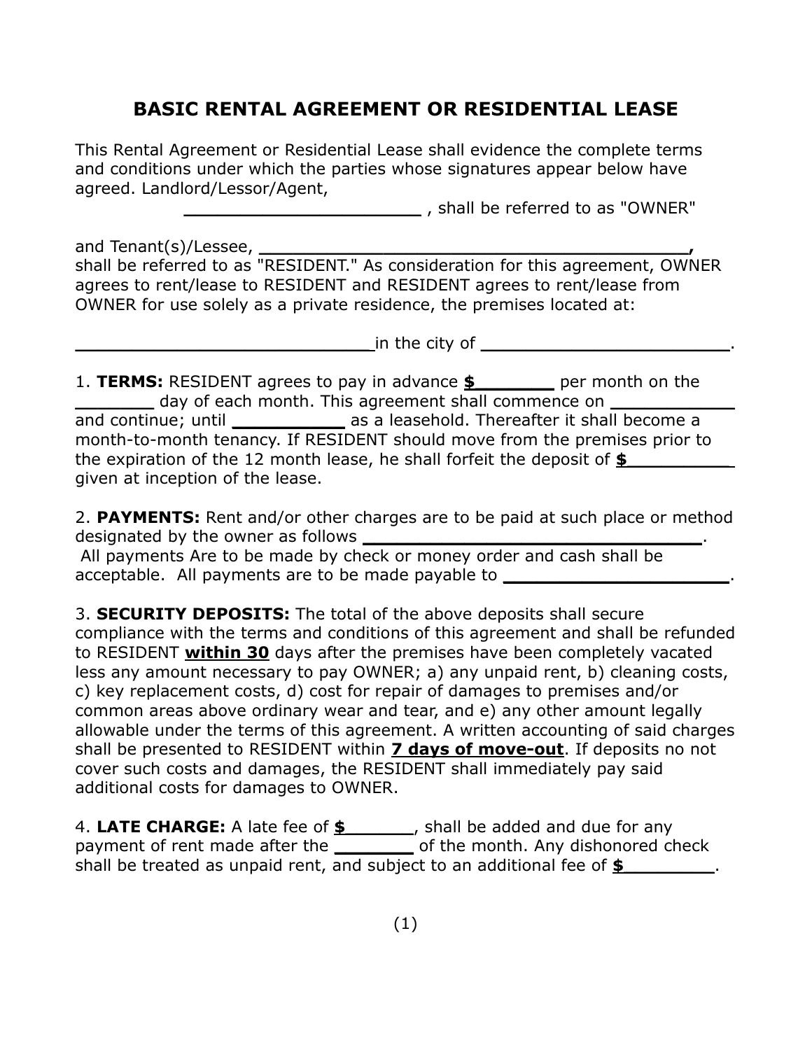# BASIC RENTAL AGREEMENT OR RESIDENTIAL LEASE

This Rental Agreement or Residential Lease shall evidence the complete terms and conditions under which the parties whose signatures appear below have agreed. Landlord/Lessor/Agent, _______________________ , shall be referred to as "OWNER"

and Tenant(s)/Lessee, ____________________________________________, shall be referred to as "RESIDENT." As consideration for this agreement, OWNER agrees to rent/lease to RESIDENT and RESIDENT agrees to rent/lease from OWNER for use solely as a private residence, the premises located at:

_____________________________in the city of ________________________.

1. **TERMS:** RESIDENT agrees to pay in advance **$_______** per month on the _______ day of each month. This agreement shall commence on ___________ and continue; until __________ as a leasehold. Thereafter it shall become a month-to-month tenancy. If RESIDENT should move from the premises prior to the expiration of the 12 month lease, he shall forfeit the deposit of **$__________** given at inception of the lease.

2. **PAYMENTS:** Rent and/or other charges are to be paid at such place or method designated by the owner as follows __________________________________. All payments Are to be made by check or money order and cash shall be acceptable. All payments are to be made payable to _____________________.

3. **SECURITY DEPOSITS:** The total of the above deposits shall secure compliance with the terms and conditions of this agreement and shall be refunded to RESIDENT **<u>within 30</u>** days after the premises have been completely vacated less any amount necessary to pay OWNER; a) any unpaid rent, b) cleaning costs, c) key replacement costs, d) cost for repair of damages to premises and/or common areas above ordinary wear and tear, and e) any other amount legally allowable under the terms of this agreement. A written accounting of said charges shall be presented to RESIDENT within **<u>7 days of move-out</u>**. If deposits no not cover such costs and damages, the RESIDENT shall immediately pay said additional costs for damages to OWNER.

4. **LATE CHARGE:** A late fee of **$______**, shall be added and due for any payment of rent made after the _______ of the month. Any dishonored check shall be treated as unpaid rent, and subject to an additional fee of **$________**.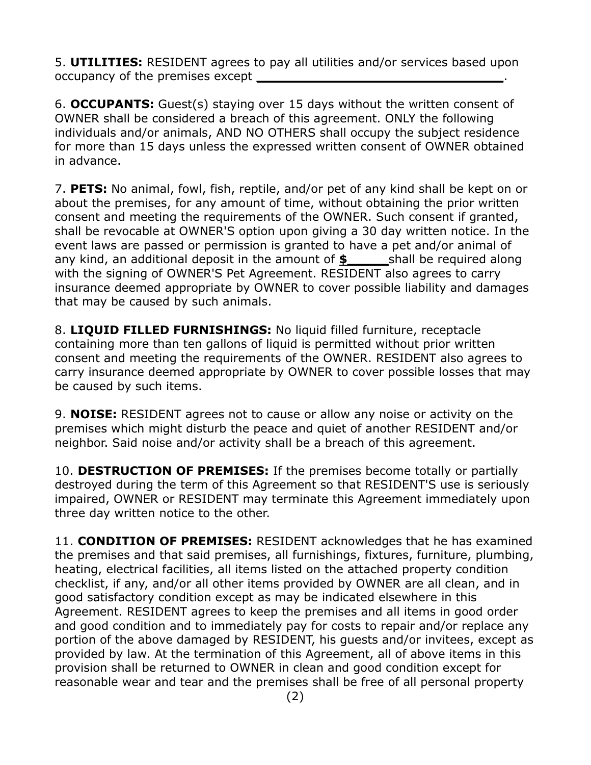5. **UTILITIES:** RESIDENT agrees to pay all utilities and/or services based upon occupancy of the premises except ________________________________.

6. **OCCUPANTS:** Guest(s) staying over 15 days without the written consent of OWNER shall be considered a breach of this agreement. ONLY the following individuals and/or animals, AND NO OTHERS shall occupy the subject residence for more than 15 days unless the expressed written consent of OWNER obtained in advance.

7. **PETS:** No animal, fowl, fish, reptile, and/or pet of any kind shall be kept on or about the premises, for any amount of time, without obtaining the prior written consent and meeting the requirements of the OWNER. Such consent if granted, shall be revocable at OWNER'S option upon giving a 30 day written notice. In the event laws are passed or permission is granted to have a pet and/or animal of any kind, an additional deposit in the amount of **$_____** shall be required along with the signing of OWNER'S Pet Agreement. RESIDENT also agrees to carry insurance deemed appropriate by OWNER to cover possible liability and damages that may be caused by such animals.

8. **LIQUID FILLED FURNISHINGS:** No liquid filled furniture, receptacle containing more than ten gallons of liquid is permitted without prior written consent and meeting the requirements of the OWNER. RESIDENT also agrees to carry insurance deemed appropriate by OWNER to cover possible losses that may be caused by such items.

9. **NOISE:** RESIDENT agrees not to cause or allow any noise or activity on the premises which might disturb the peace and quiet of another RESIDENT and/or neighbor. Said noise and/or activity shall be a breach of this agreement.

10. **DESTRUCTION OF PREMISES:** If the premises become totally or partially destroyed during the term of this Agreement so that RESIDENT'S use is seriously impaired, OWNER or RESIDENT may terminate this Agreement immediately upon three day written notice to the other.

11. **CONDITION OF PREMISES:** RESIDENT acknowledges that he has examined the premises and that said premises, all furnishings, fixtures, furniture, plumbing, heating, electrical facilities, all items listed on the attached property condition checklist, if any, and/or all other items provided by OWNER are all clean, and in good satisfactory condition except as may be indicated elsewhere in this Agreement. RESIDENT agrees to keep the premises and all items in good order and good condition and to immediately pay for costs to repair and/or replace any portion of the above damaged by RESIDENT, his guests and/or invitees, except as provided by law. At the termination of this Agreement, all of above items in this provision shall be returned to OWNER in clean and good condition except for reasonable wear and tear and the premises shall be free of all personal property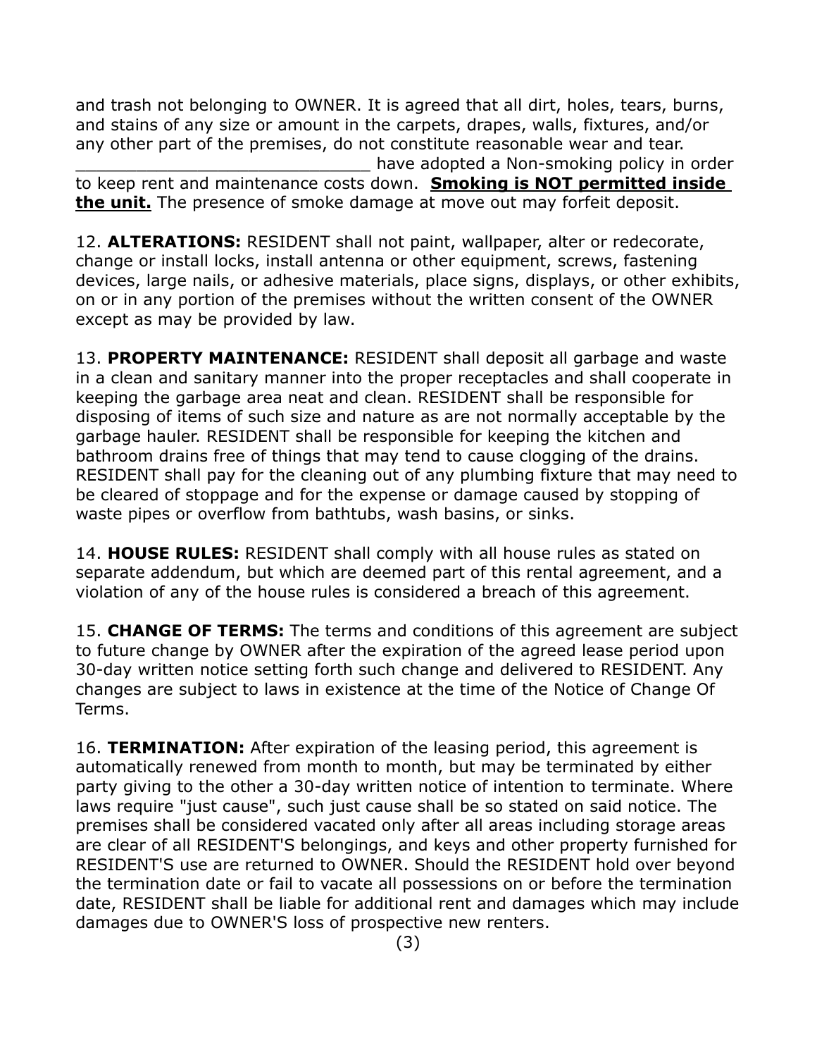and trash not belonging to OWNER. It is agreed that all dirt, holes, tears, burns, and stains of any size or amount in the carpets, drapes, walls, fixtures, and/or any other part of the premises, do not constitute reasonable wear and tear. ______________________________ have adopted a Non-smoking policy in order to keep rent and maintenance costs down. **Smoking is NOT permitted inside the unit.** The presence of smoke damage at move out may forfeit deposit.

12. **ALTERATIONS:** RESIDENT shall not paint, wallpaper, alter or redecorate, change or install locks, install antenna or other equipment, screws, fastening devices, large nails, or adhesive materials, place signs, displays, or other exhibits, on or in any portion of the premises without the written consent of the OWNER except as may be provided by law.

13. **PROPERTY MAINTENANCE:** RESIDENT shall deposit all garbage and waste in a clean and sanitary manner into the proper receptacles and shall cooperate in keeping the garbage area neat and clean. RESIDENT shall be responsible for disposing of items of such size and nature as are not normally acceptable by the garbage hauler. RESIDENT shall be responsible for keeping the kitchen and bathroom drains free of things that may tend to cause clogging of the drains. RESIDENT shall pay for the cleaning out of any plumbing fixture that may need to be cleared of stoppage and for the expense or damage caused by stopping of waste pipes or overflow from bathtubs, wash basins, or sinks.

14. **HOUSE RULES:** RESIDENT shall comply with all house rules as stated on separate addendum, but which are deemed part of this rental agreement, and a violation of any of the house rules is considered a breach of this agreement.

15. **CHANGE OF TERMS:** The terms and conditions of this agreement are subject to future change by OWNER after the expiration of the agreed lease period upon 30-day written notice setting forth such change and delivered to RESIDENT. Any changes are subject to laws in existence at the time of the Notice of Change Of Terms.

16. **TERMINATION:** After expiration of the leasing period, this agreement is automatically renewed from month to month, but may be terminated by either party giving to the other a 30-day written notice of intention to terminate. Where laws require "just cause", such just cause shall be so stated on said notice. The premises shall be considered vacated only after all areas including storage areas are clear of all RESIDENT'S belongings, and keys and other property furnished for RESIDENT'S use are returned to OWNER. Should the RESIDENT hold over beyond the termination date or fail to vacate all possessions on or before the termination date, RESIDENT shall be liable for additional rent and damages which may include damages due to OWNER'S loss of prospective new renters.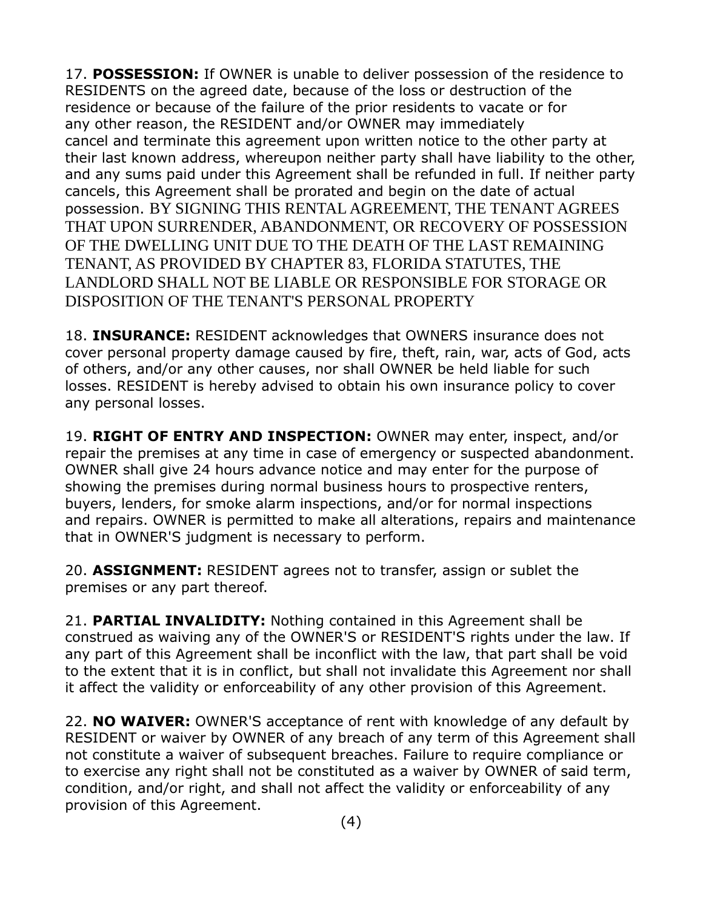17. **POSSESSION:** If OWNER is unable to deliver possession of the residence to RESIDENTS on the agreed date, because of the loss or destruction of the residence or because of the failure of the prior residents to vacate or for any other reason, the RESIDENT and/or OWNER may immediately cancel and terminate this agreement upon written notice to the other party at their last known address, whereupon neither party shall have liability to the other, and any sums paid under this Agreement shall be refunded in full. If neither party cancels, this Agreement shall be prorated and begin on the date of actual possession. BY SIGNING THIS RENTAL AGREEMENT, THE TENANT AGREES THAT UPON SURRENDER, ABANDONMENT, OR RECOVERY OF POSSESSION OF THE DWELLING UNIT DUE TO THE DEATH OF THE LAST REMAINING TENANT, AS PROVIDED BY CHAPTER 83, FLORIDA STATUTES, THE LANDLORD SHALL NOT BE LIABLE OR RESPONSIBLE FOR STORAGE OR DISPOSITION OF THE TENANT'S PERSONAL PROPERTY

18. **INSURANCE:** RESIDENT acknowledges that OWNERS insurance does not cover personal property damage caused by fire, theft, rain, war, acts of God, acts of others, and/or any other causes, nor shall OWNER be held liable for such losses. RESIDENT is hereby advised to obtain his own insurance policy to cover any personal losses.

19. **RIGHT OF ENTRY AND INSPECTION:** OWNER may enter, inspect, and/or repair the premises at any time in case of emergency or suspected abandonment. OWNER shall give 24 hours advance notice and may enter for the purpose of showing the premises during normal business hours to prospective renters, buyers, lenders, for smoke alarm inspections, and/or for normal inspections and repairs. OWNER is permitted to make all alterations, repairs and maintenance that in OWNER'S judgment is necessary to perform.

20. **ASSIGNMENT:** RESIDENT agrees not to transfer, assign or sublet the premises or any part thereof.

21. **PARTIAL INVALIDITY:** Nothing contained in this Agreement shall be construed as waiving any of the OWNER'S or RESIDENT'S rights under the law. If any part of this Agreement shall be inconflict with the law, that part shall be void to the extent that it is in conflict, but shall not invalidate this Agreement nor shall it affect the validity or enforceability of any other provision of this Agreement.

22. **NO WAIVER:** OWNER'S acceptance of rent with knowledge of any default by RESIDENT or waiver by OWNER of any breach of any term of this Agreement shall not constitute a waiver of subsequent breaches. Failure to require compliance or to exercise any right shall not be constituted as a waiver by OWNER of said term, condition, and/or right, and shall not affect the validity or enforceability of any provision of this Agreement.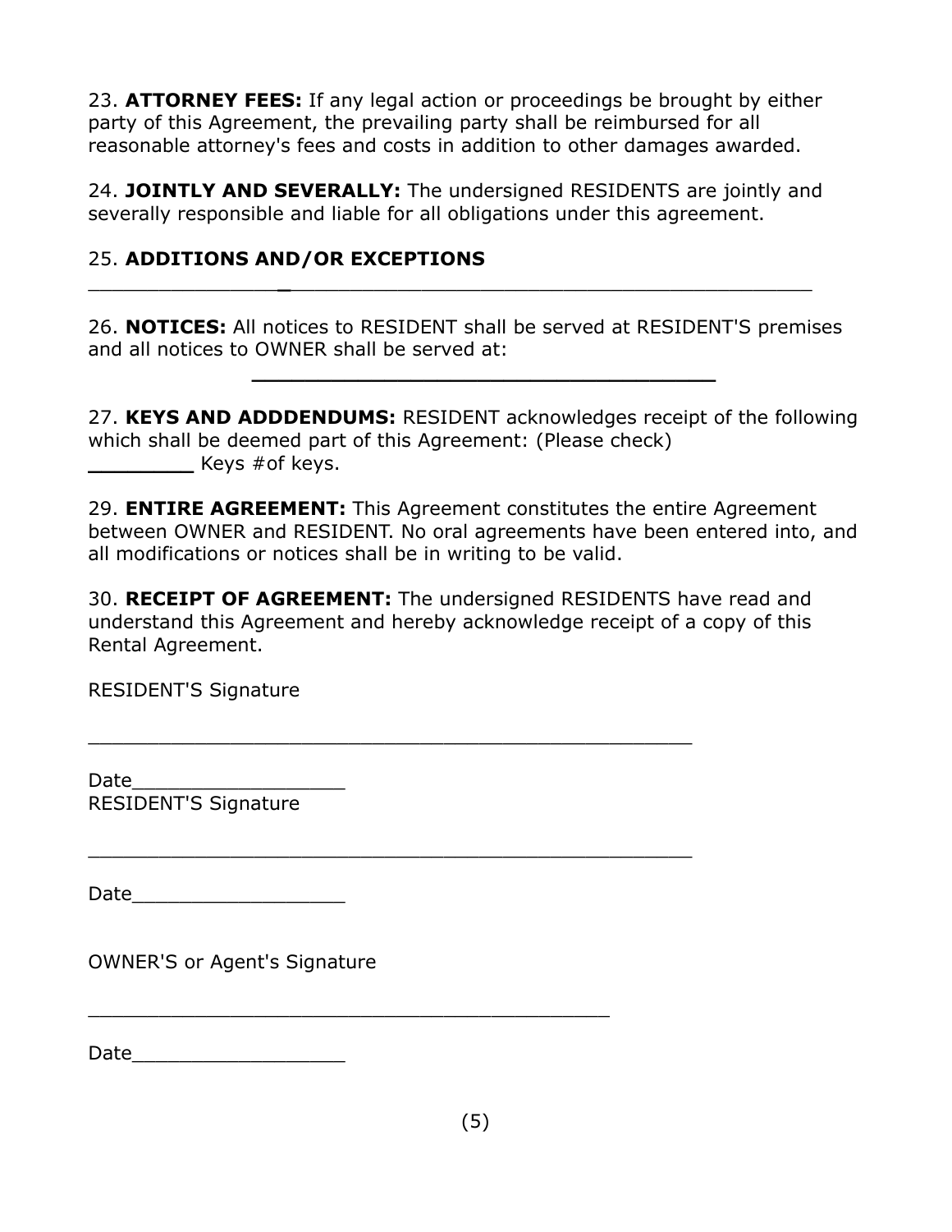23. **ATTORNEY FEES:** If any legal action or proceedings be brought by either party of this Agreement, the prevailing party shall be reimbursed for all reasonable attorney's fees and costs in addition to other damages awarded.

24. **JOINTLY AND SEVERALLY:** The undersigned RESIDENTS are jointly and severally responsible and liable for all obligations under this agreement.

25. **ADDITIONS AND/OR EXCEPTIONS**

________________________________________________________________

26. **NOTICES:** All notices to RESIDENT shall be served at RESIDENT'S premises and all notices to OWNER shall be served at:

________________________________________

27. **KEYS AND ADDDENDUMS:** RESIDENT acknowledges receipt of the following which shall be deemed part of this Agreement: (Please check)
________ Keys #of keys.

29. **ENTIRE AGREEMENT:** This Agreement constitutes the entire Agreement between OWNER and RESIDENT. No oral agreements have been entered into, and all modifications or notices shall be in writing to be valid.

30. **RECEIPT OF AGREEMENT:** The undersigned RESIDENTS have read and understand this Agreement and hereby acknowledge receipt of a copy of this Rental Agreement.

RESIDENT'S Signature

_____________________________________________________

Date__________________
RESIDENT'S Signature

_____________________________________________________

Date__________________

OWNER'S or Agent's Signature

_____________________________________________

Date__________________